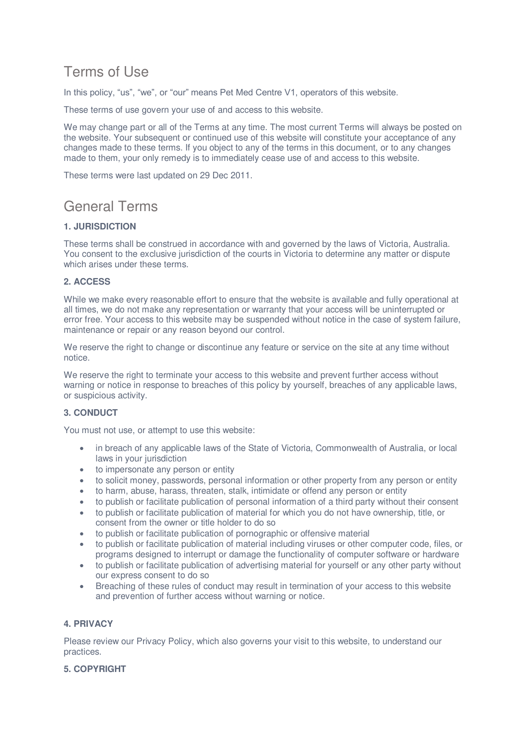# Terms of Use

In this policy, “us”, “we”, or “our” means Pet Med Centre V1, operators of this website.

These terms of use govern your use of and access to this website.

We may change part or all of the Terms at any time. The most current Terms will always be posted on the website. Your subsequent or continued use of this website will constitute your acceptance of any changes made to these terms. If you object to any of the terms in this document, or to any changes made to them, your only remedy is to immediately cease use of and access to this website.

These terms were last updated on 29 Dec 2011.

# General Terms

### 1. JURISDICTION

These terms shall be construed in accordance with and governed by the laws of Victoria, Australia. You consent to the exclusive jurisdiction of the courts in Victoria to determine any matter or dispute which arises under these terms.

### 2. ACCESS

While we make every reasonable effort to ensure that the website is available and fully operational at all times, we do not make any representation or warranty that your access will be uninterrupted or error free. Your access to this website may be suspended without notice in the case of system failure, maintenance or repair or any reason beyond our control.

We reserve the right to change or discontinue any feature or service on the site at any time without notice.

We reserve the right to terminate your access to this website and prevent further access without warning or notice in response to breaches of this policy by yourself, breaches of any applicable laws, or suspicious activity.

### 3. CONDUCT

You must not use, or attempt to use this website:

- in breach of any applicable laws of the State of Victoria, Commonwealth of Australia, or local laws in your jurisdiction
- to impersonate any person or entity
- to solicit money, passwords, personal information or other property from any person or entity
- to harm, abuse, harass, threaten, stalk, intimidate or offend any person or entity
- to publish or facilitate publication of personal information of a third party without their consent
- to publish or facilitate publication of material for which you do not have ownership, title, or consent from the owner or title holder to do so
- to publish or facilitate publication of pornographic or offensive material
- to publish or facilitate publication of material including viruses or other computer code, files, or programs designed to interrupt or damage the functionality of computer software or hardware
- to publish or facilitate publication of advertising material for yourself or any other party without our express consent to do so
- Breaching of these rules of conduct may result in termination of your access to this website and prevention of further access without warning or notice.

### 4. PRIVACY

Please review our Privacy Policy, which also governs your visit to this website, to understand our practices.

### 5. COPYRIGHT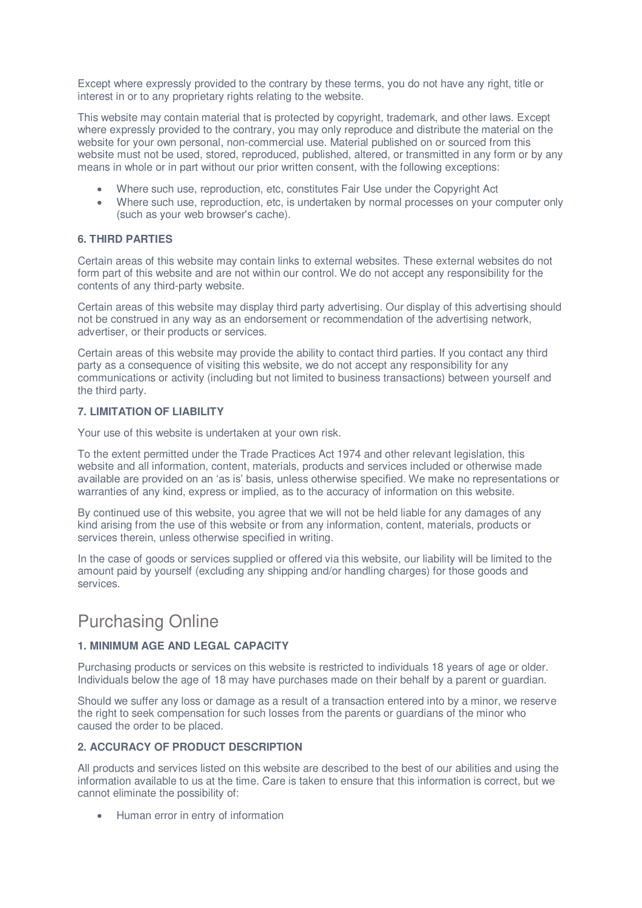Except where expressly provided to the contrary by these terms, you do not have any right, title or interest in or to any proprietary rights relating to the website.

This website may contain material that is protected by copyright, trademark, and other laws. Except where expressly provided to the contrary, you may only reproduce and distribute the material on the website for your own personal, non-commercial use. Material published on or sourced from this website must not be used, stored, reproduced, published, altered, or transmitted in any form or by any means in whole or in part without our prior written consent, with the following exceptions:

- Where such use, reproduction, etc, constitutes Fair Use under the Copyright Act
- Where such use, reproduction, etc, is undertaken by normal processes on your computer only (such as your web browser's cache).

### 6. THIRD PARTIES

Certain areas of this website may contain links to external websites. These external websites do not form part of this website and are not within our control. We do not accept any responsibility for the contents of any third-party website.

Certain areas of this website may display third party advertising. Our display of this advertising should not be construed in any way as an endorsement or recommendation of the advertising network, advertiser, or their products or services.

Certain areas of this website may provide the ability to contact third parties. If you contact any third party as a consequence of visiting this website, we do not accept any responsibility for any communications or activity (including but not limited to business transactions) between yourself and the third party.

### 7. LIMITATION OF LIABILITY

Your use of this website is undertaken at your own risk.

To the extent permitted under the Trade Practices Act 1974 and other relevant legislation, this website and all information, content, materials, products and services included or otherwise made available are provided on an 'as is' basis, unless otherwise specified. We make no representations or warranties of any kind, express or implied, as to the accuracy of information on this website.

By continued use of this website, you agree that we will not be held liable for any damages of any kind arising from the use of this website or from any information, content, materials, products or services therein, unless otherwise specified in writing.

In the case of goods or services supplied or offered via this website, our liability will be limited to the amount paid by yourself (excluding any shipping and/or handling charges) for those goods and services.

## Purchasing Online

### 1. MINIMUM AGE AND LEGAL CAPACITY

Purchasing products or services on this website is restricted to individuals 18 years of age or older. Individuals below the age of 18 may have purchases made on their behalf by a parent or guardian.

Should we suffer any loss or damage as a result of a transaction entered into by a minor, we reserve the right to seek compensation for such losses from the parents or guardians of the minor who caused the order to be placed.

### 2. ACCURACY OF PRODUCT DESCRIPTION

All products and services listed on this website are described to the best of our abilities and using the information available to us at the time. Care is taken to ensure that this information is correct, but we cannot eliminate the possibility of:

- Human error in entry of information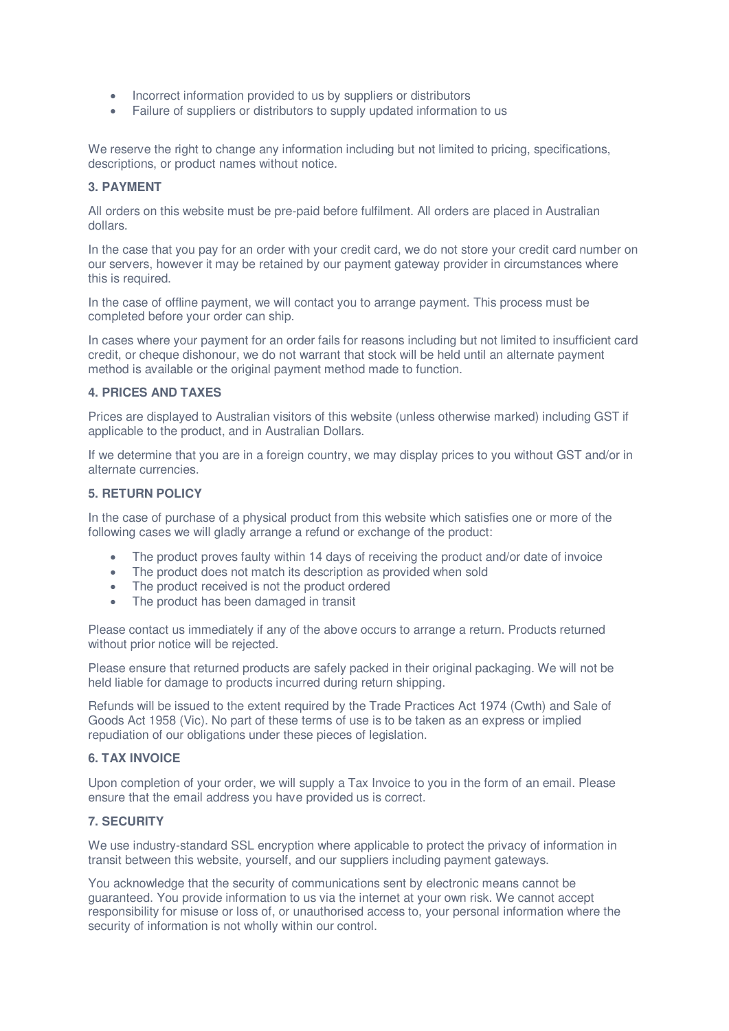- Incorrect information provided to us by suppliers or distributors
- Failure of suppliers or distributors to supply updated information to us

We reserve the right to change any information including but not limited to pricing, specifications, descriptions, or product names without notice.

### 3. PAYMENT

All orders on this website must be pre-paid before fulfilment. All orders are placed in Australian dollars.

In the case that you pay for an order with your credit card, we do not store your credit card number on our servers, however it may be retained by our payment gateway provider in circumstances where this is required.

In the case of offline payment, we will contact you to arrange payment. This process must be completed before your order can ship.

In cases where your payment for an order fails for reasons including but not limited to insufficient card credit, or cheque dishonour, we do not warrant that stock will be held until an alternate payment method is available or the original payment method made to function.

### 4. PRICES AND TAXES

Prices are displayed to Australian visitors of this website (unless otherwise marked) including GST if applicable to the product, and in Australian Dollars.

If we determine that you are in a foreign country, we may display prices to you without GST and/or in alternate currencies.

### 5. RETURN POLICY

In the case of purchase of a physical product from this website which satisfies one or more of the following cases we will gladly arrange a refund or exchange of the product:

- The product proves faulty within 14 days of receiving the product and/or date of invoice
- The product does not match its description as provided when sold
- The product received is not the product ordered
- The product has been damaged in transit

Please contact us immediately if any of the above occurs to arrange a return. Products returned without prior notice will be rejected.

Please ensure that returned products are safely packed in their original packaging. We will not be held liable for damage to products incurred during return shipping.

Refunds will be issued to the extent required by the Trade Practices Act 1974 (Cwth) and Sale of Goods Act 1958 (Vic). No part of these terms of use is to be taken as an express or implied repudiation of our obligations under these pieces of legislation.

### 6. TAX INVOICE

Upon completion of your order, we will supply a Tax Invoice to you in the form of an email. Please ensure that the email address you have provided us is correct.

### 7. SECURITY

We use industry-standard SSL encryption where applicable to protect the privacy of information in transit between this website, yourself, and our suppliers including payment gateways.

You acknowledge that the security of communications sent by electronic means cannot be guaranteed. You provide information to us via the internet at your own risk. We cannot accept responsibility for misuse or loss of, or unauthorised access to, your personal information where the security of information is not wholly within our control.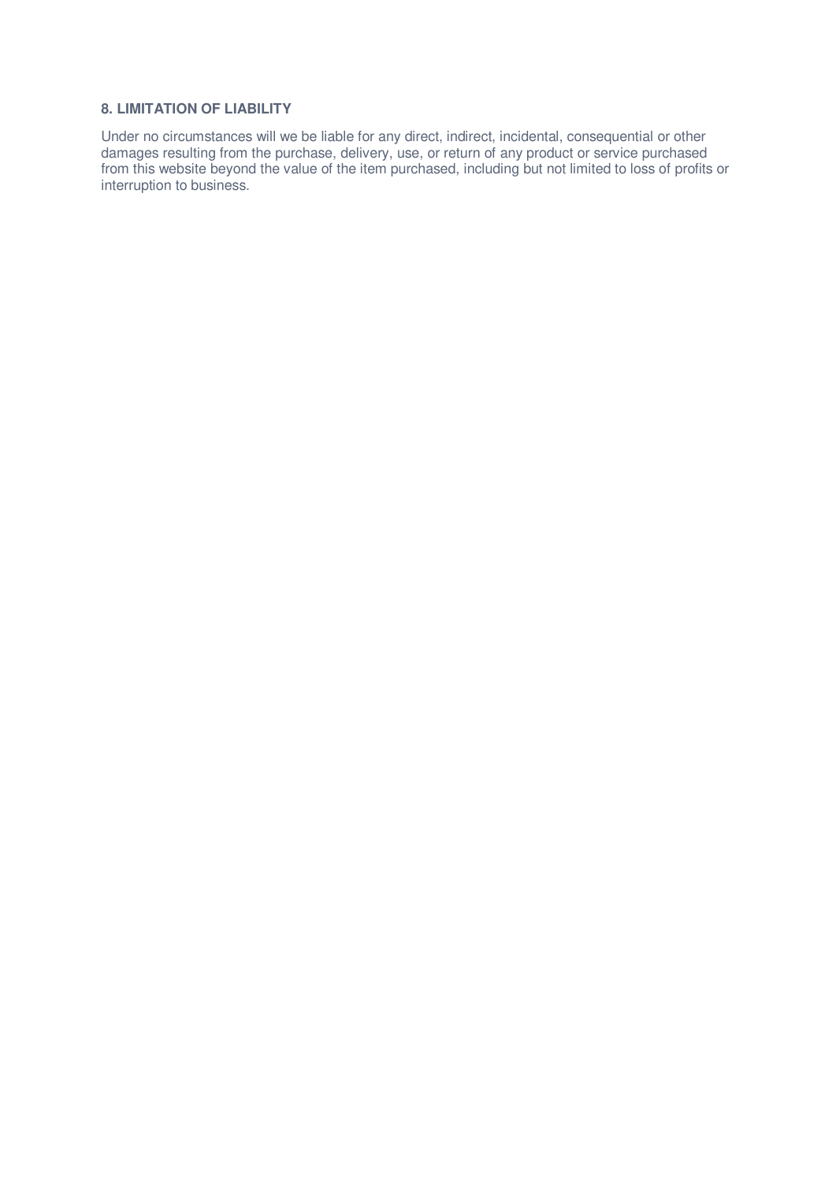## 8. LIMITATION OF LIABILITY

Under no circumstances will we be liable for any direct, indirect, incidental, consequential or other damages resulting from the purchase, delivery, use, or return of any product or service purchased from this website beyond the value of the item purchased, including but not limited to loss of profits or interruption to business.